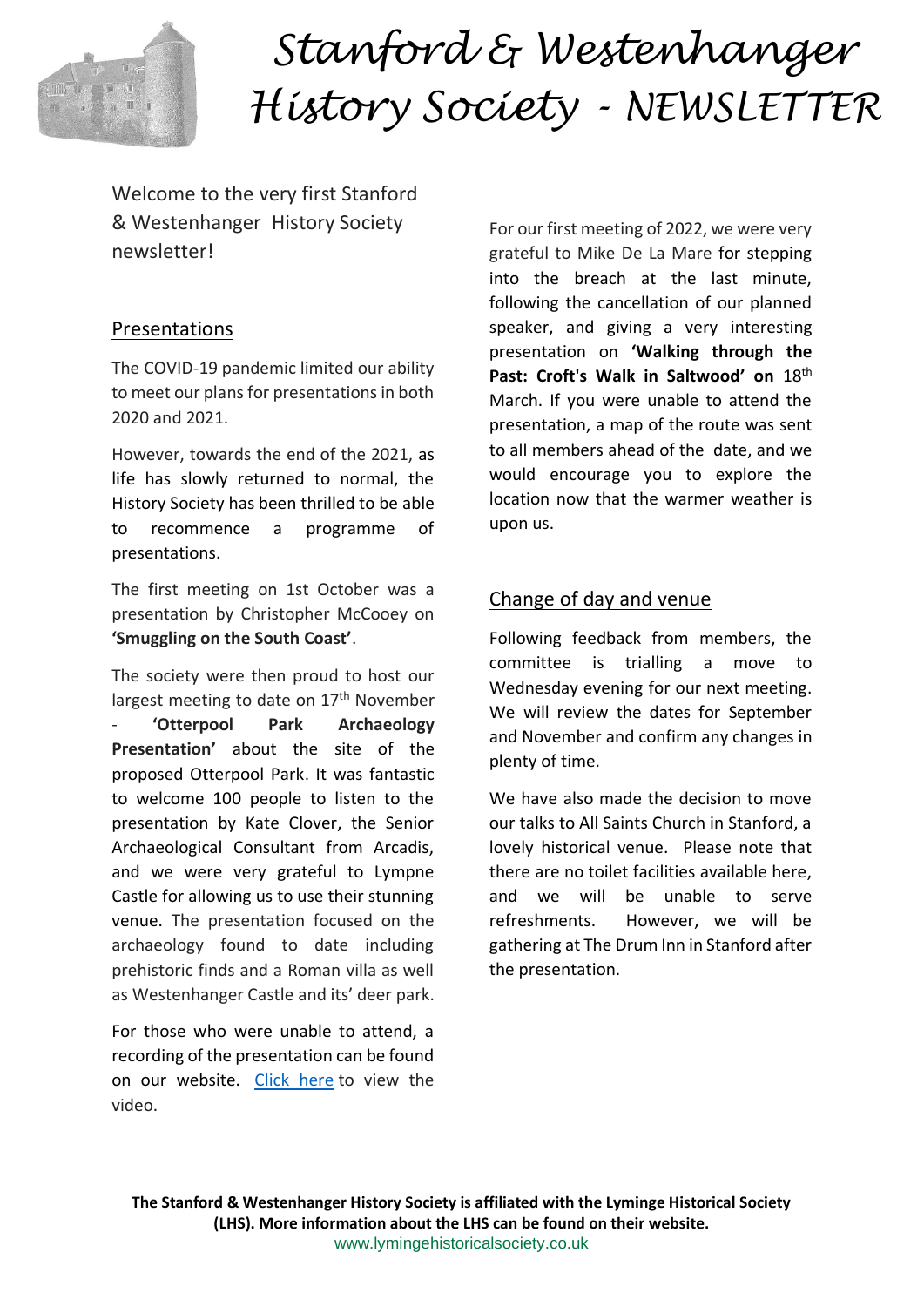# Stanford & Westenhanger History Society - NEWSLETTER

Welcome to the very first Stanford & Westenhanger History Society newsletter!

## Presentations

The COVID-19 pandemic limited our ability to meet our plans for presentations in both 2020 and 2021.

However, towards the end of the 2021, as life has slowly returned to normal, the History Society has been thrilled to be able to recommence a programme of presentations.

The first meeting on 1st October was a presentation by Christopher McCooey on **'Smuggling on the South Coast'**.

The society were then proud to host our largest meeting to date on 17th November - **'Otterpool Park Archaeology Presentation'** about the site of the proposed Otterpool Park. It was fantastic to welcome 100 people to listen to the presentation by Kate Clover, the Senior Archaeological Consultant from Arcadis, and we were very grateful to Lympne Castle for allowing us to use their stunning venue. The presentation focused on the archaeology found to date including prehistoric finds and a Roman villa as well as Westenhanger Castle and its' deer park.

For those who were unable to attend, a recording of the presentation can be found on our website. Click here to view the video.

For our first meeting of 2022, we were very grateful to Mike De La Mare for stepping into the breach at the last minute, following the cancellation of our planned speaker, and giving a very interesting presentation on **'Walking through the Past: Croft's Walk in Saltwood' on** 18th March. If you were unable to attend the presentation, a map of the route was sent to all members ahead of the date, and we would encourage you to explore the location now that the warmer weather is upon us.

## Change of day and venue

Following feedback from members, the committee is trialling a move to Wednesday evening for our next meeting. We will review the dates for September and November and confirm any changes in plenty of time.

We have also made the decision to move our talks to All Saints Church in Stanford, a lovely historical venue. Please note that there are no toilet facilities available here, and we will be unable to serve refreshments. However, we will be gathering at The Drum Inn in Stanford after the presentation.

**The Stanford & Westenhanger History Society is affiliated with the Lyminge Historical Society (LHS). More information about the LHS can be found on their website.**
www.lymingehistoricalsociety.co.uk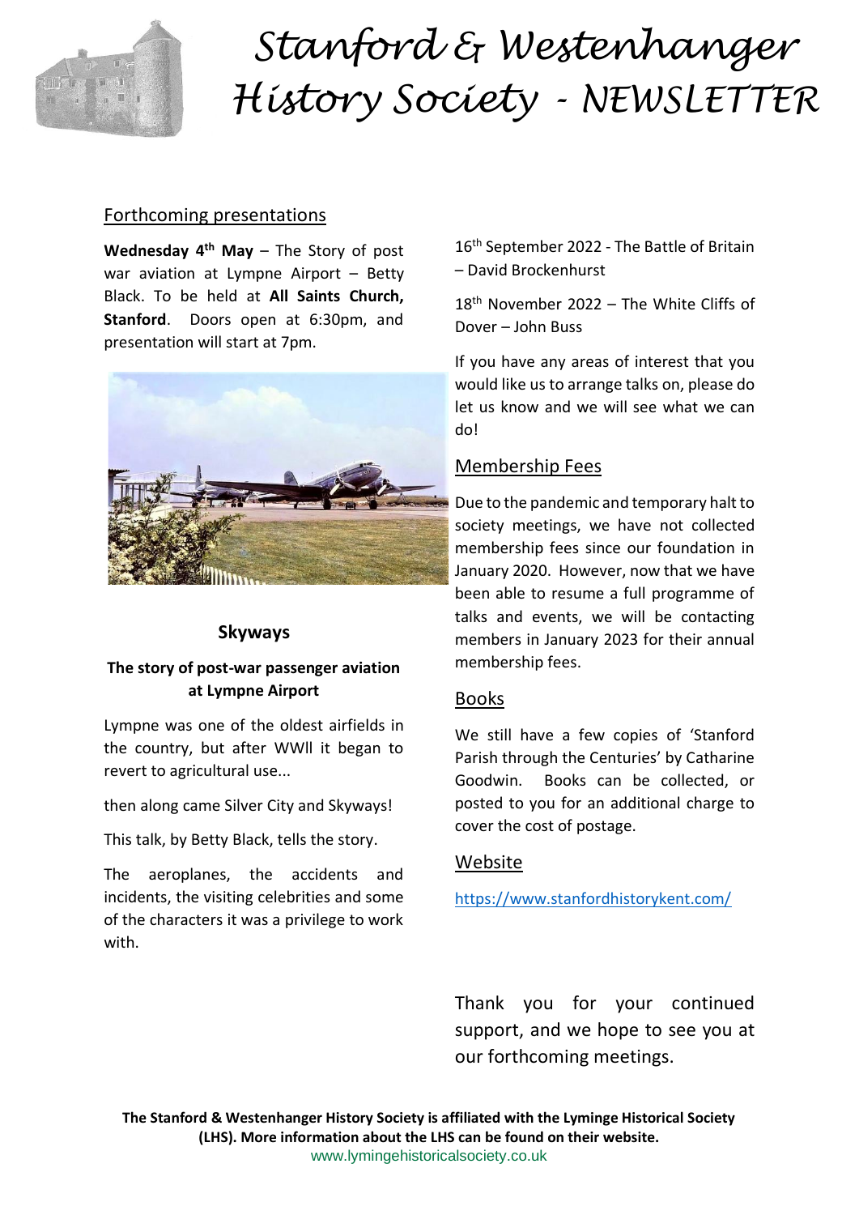# Stanford & Westenhanger History Society - NEWSLETTER

## Forthcoming presentations

**Wednesday 4th May** – The Story of post war aviation at Lympne Airport – Betty Black. To be held at **All Saints Church, Stanford**. Doors open at 6:30pm, and presentation will start at 7pm.

### Skyways

**The story of post-war passenger aviation at Lympne Airport**

Lympne was one of the oldest airfields in the country, but after WWll it began to revert to agricultural use...

then along came Silver City and Skyways!

This talk, by Betty Black, tells the story.

The aeroplanes, the accidents and incidents, the visiting celebrities and some of the characters it was a privilege to work with.

16th September 2022 - The Battle of Britain – David Brockenhurst

18th November 2022 – The White Cliffs of Dover – John Buss

If you have any areas of interest that you would like us to arrange talks on, please do let us know and we will see what we can do!

## Membership Fees

Due to the pandemic and temporary halt to society meetings, we have not collected membership fees since our foundation in January 2020. However, now that we have been able to resume a full programme of talks and events, we will be contacting members in January 2023 for their annual membership fees.

## Books

We still have a few copies of 'Stanford Parish through the Centuries' by Catharine Goodwin. Books can be collected, or posted to you for an additional charge to cover the cost of postage.

## Website

https://www.stanfordhistorykent.com/

Thank you for your continued support, and we hope to see you at our forthcoming meetings.

**The Stanford & Westenhanger History Society is affiliated with the Lyminge Historical Society (LHS). More information about the LHS can be found on their website.**
www.lymingehistoricalsociety.co.uk